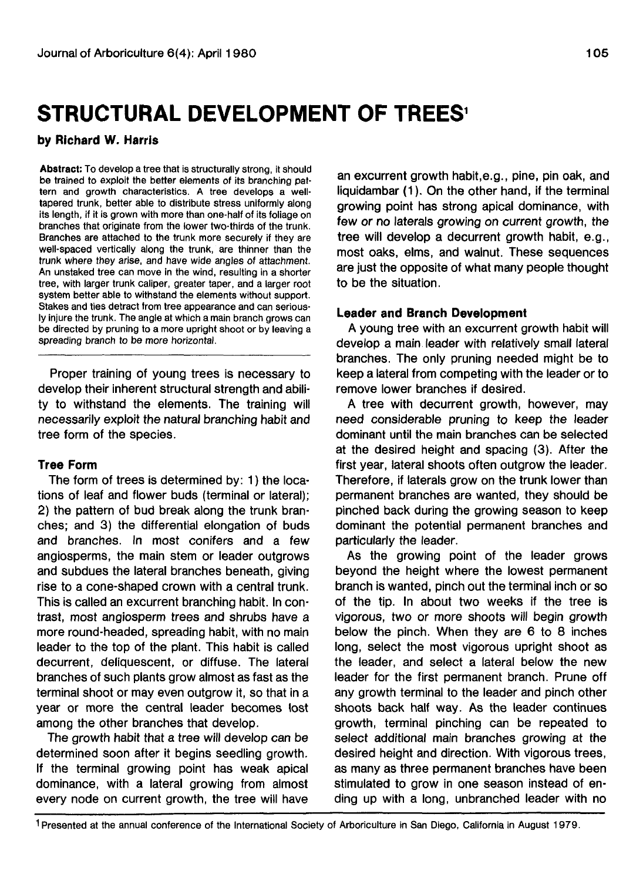# STRUCTURAL DEVELOPMENT OF TREES[1]

**by Richard W. Harris**

**Abstract:** To develop a tree that is structurally strong, it should be trained to exploit the better elements of its branching pattern and growth characteristics. A tree develops a well-tapered trunk, better able to distribute stress uniformly along its length, if it is grown with more than one-half of its foliage on branches that originate from the lower two-thirds of the trunk. Branches are attached to the trunk more securely if they are well-spaced vertically along the trunk, are thinner than the trunk where they arise, and have wide angles of attachment. An unstaked tree can move in the wind, resulting in a shorter tree, with larger trunk caliper, greater taper, and a larger root system better able to withstand the elements without support. Stakes and ties detract from tree appearance and can seriously injure the trunk. The angle at which a main branch grows can be directed by pruning to a more upright shoot or by leaving a spreading branch to be more horizontal.

Proper training of young trees is necessary to develop their inherent structural strength and ability to withstand the elements. The training will necessarily exploit the natural branching habit and tree form of the species.

## Tree Form

The form of trees is determined by: 1) the locations of leaf and flower buds (terminal or lateral); 2) the pattern of bud break along the trunk branches; and 3) the differential elongation of buds and branches. In most conifers and a few angiosperms, the main stem or leader outgrows and subdues the lateral branches beneath, giving rise to a cone-shaped crown with a central trunk. This is called an excurrent branching habit. In contrast, most angiosperm trees and shrubs have a more round-headed, spreading habit, with no main leader to the top of the plant. This habit is called decurrent, deliquescent, or diffuse. The lateral branches of such plants grow almost as fast as the terminal shoot or may even outgrow it, so that in a year or more the central leader becomes lost among the other branches that develop.

The growth habit that a tree will develop can be determined soon after it begins seedling growth. If the terminal growing point has weak apical dominance, with a lateral growing from almost every node on current growth, the tree will have an excurrent growth habit,e.g., pine, pin oak, and liquidambar (1). On the other hand, if the terminal growing point has strong apical dominance, with few or no laterals growing on current growth, the tree will develop a decurrent growth habit, e.g., most oaks, elms, and walnut. These sequences are just the opposite of what many people thought to be the situation.

## Leader and Branch Development

A young tree with an excurrent growth habit will develop a main leader with relatively small lateral branches. The only pruning needed might be to keep a lateral from competing with the leader or to remove lower branches if desired.

A tree with decurrent growth, however, may need considerable pruning to keep the leader dominant until the main branches can be selected at the desired height and spacing (3). After the first year, lateral shoots often outgrow the leader. Therefore, if laterals grow on the trunk lower than permanent branches are wanted, they should be pinched back during the growing season to keep dominant the potential permanent branches and particularly the leader.

As the growing point of the leader grows beyond the height where the lowest permanent branch is wanted, pinch out the terminal inch or so of the tip. In about two weeks if the tree is vigorous, two or more shoots will begin growth below the pinch. When they are 6 to 8 inches long, select the most vigorous upright shoot as the leader, and select a lateral below the new leader for the first permanent branch. Prune off any growth terminal to the leader and pinch other shoots back half way. As the leader continues growth, terminal pinching can be repeated to select additional main branches growing at the desired height and direction. With vigorous trees, as many as three permanent branches have been stimulated to grow in one season instead of ending up with a long, unbranched leader with no

[1] Presented at the annual conference of the International Society of Arboriculture in San Diego, California in August 1979.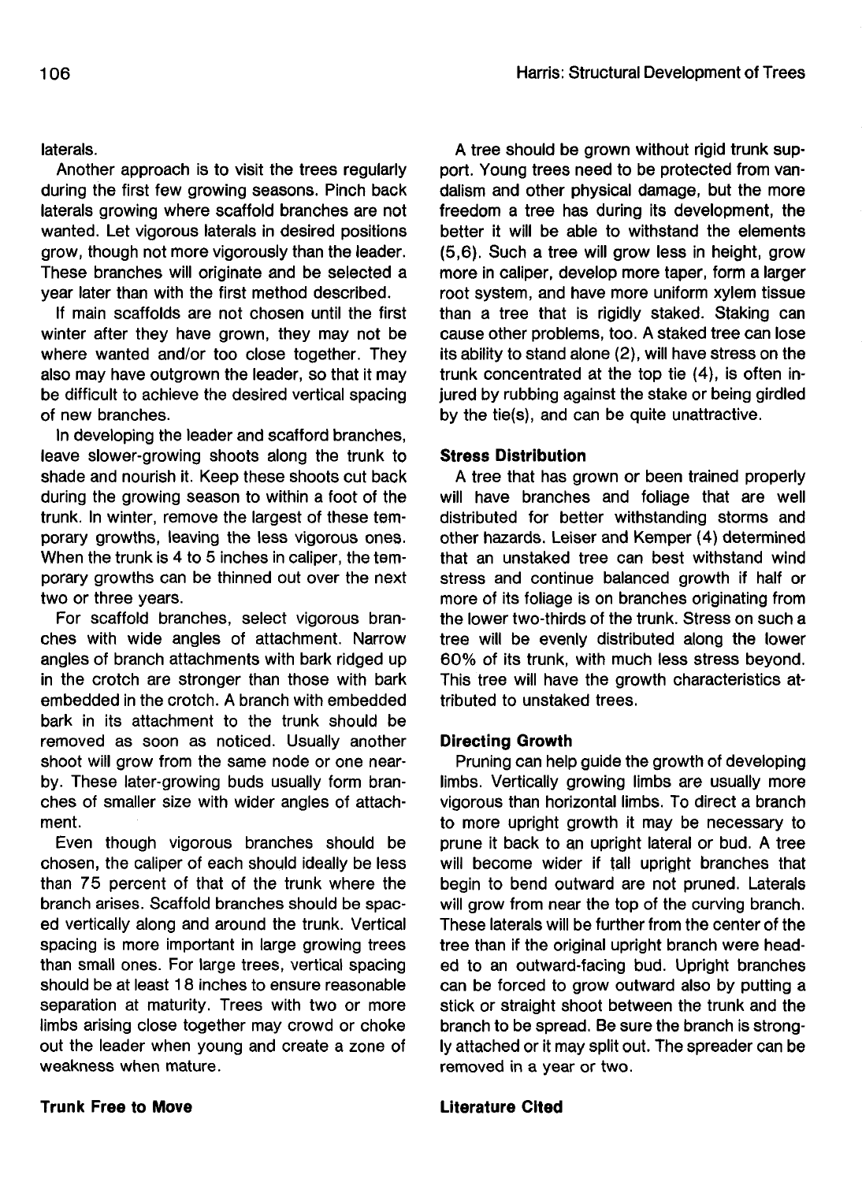laterals.

Another approach is to visit the trees regularly during the first few growing seasons. Pinch back laterals growing where scaffold branches are not wanted. Let vigorous laterals in desired positions grow, though not more vigorously than the leader. These branches will originate and be selected a year later than with the first method described.

If main scaffolds are not chosen until the first winter after they have grown, they may not be where wanted and/or too close together. They also may have outgrown the leader, so that it may be difficult to achieve the desired vertical spacing of new branches.

In developing the leader and scafford branches, leave slower-growing shoots along the trunk to shade and nourish it. Keep these shoots cut back during the growing season to within a foot of the trunk. In winter, remove the largest of these temporary growths, leaving the less vigorous ones. When the trunk is 4 to 5 inches in caliper, the temporary growths can be thinned out over the next two or three years.

For scaffold branches, select vigorous branches with wide angles of attachment. Narrow angles of branch attachments with bark ridged up in the crotch are stronger than those with bark embedded in the crotch. A branch with embedded bark in its attachment to the trunk should be removed as soon as noticed. Usually another shoot will grow from the same node or one nearby. These later-growing buds usually form branches of smaller size with wider angles of attachment.

Even though vigorous branches should be chosen, the caliper of each should ideally be less than 75 percent of that of the trunk where the branch arises. Scaffold branches should be spaced vertically along and around the trunk. Vertical spacing is more important in large growing trees than small ones. For large trees, vertical spacing should be at least 18 inches to ensure reasonable separation at maturity. Trees with two or more limbs arising close together may crowd or choke out the leader when young and create a zone of weakness when mature.

### Trunk Free to Move

A tree should be grown without rigid trunk support. Young trees need to be protected from vandalism and other physical damage, but the more freedom a tree has during its development, the better it will be able to withstand the elements (5,6). Such a tree will grow less in height, grow more in caliper, develop more taper, form a larger root system, and have more uniform xylem tissue than a tree that is rigidly staked. Staking can cause other problems, too. A staked tree can lose its ability to stand alone (2), will have stress on the trunk concentrated at the top tie (4), is often injured by rubbing against the stake or being girdled by the tie(s), and can be quite unattractive.

### Stress Distribution

A tree that has grown or been trained properly will have branches and foliage that are well distributed for better withstanding storms and other hazards. Leiser and Kemper (4) determined that an unstaked tree can best withstand wind stress and continue balanced growth if half or more of its foliage is on branches originating from the lower two-thirds of the trunk. Stress on such a tree will be evenly distributed along the lower 60% of its trunk, with much less stress beyond. This tree will have the growth characteristics attributed to unstaked trees.

### Directing Growth

Pruning can help guide the growth of developing limbs. Vertically growing limbs are usually more vigorous than horizontal limbs. To direct a branch to more upright growth it may be necessary to prune it back to an upright lateral or bud. A tree will become wider if tall upright branches that begin to bend outward are not pruned. Laterals will grow from near the top of the curving branch. These laterals will be further from the center of the tree than if the original upright branch were headed to an outward-facing bud. Upright branches can be forced to grow outward also by putting a stick or straight shoot between the trunk and the branch to be spread. Be sure the branch is strongly attached or it may split out. The spreader can be removed in a year or two.

### Literature Cited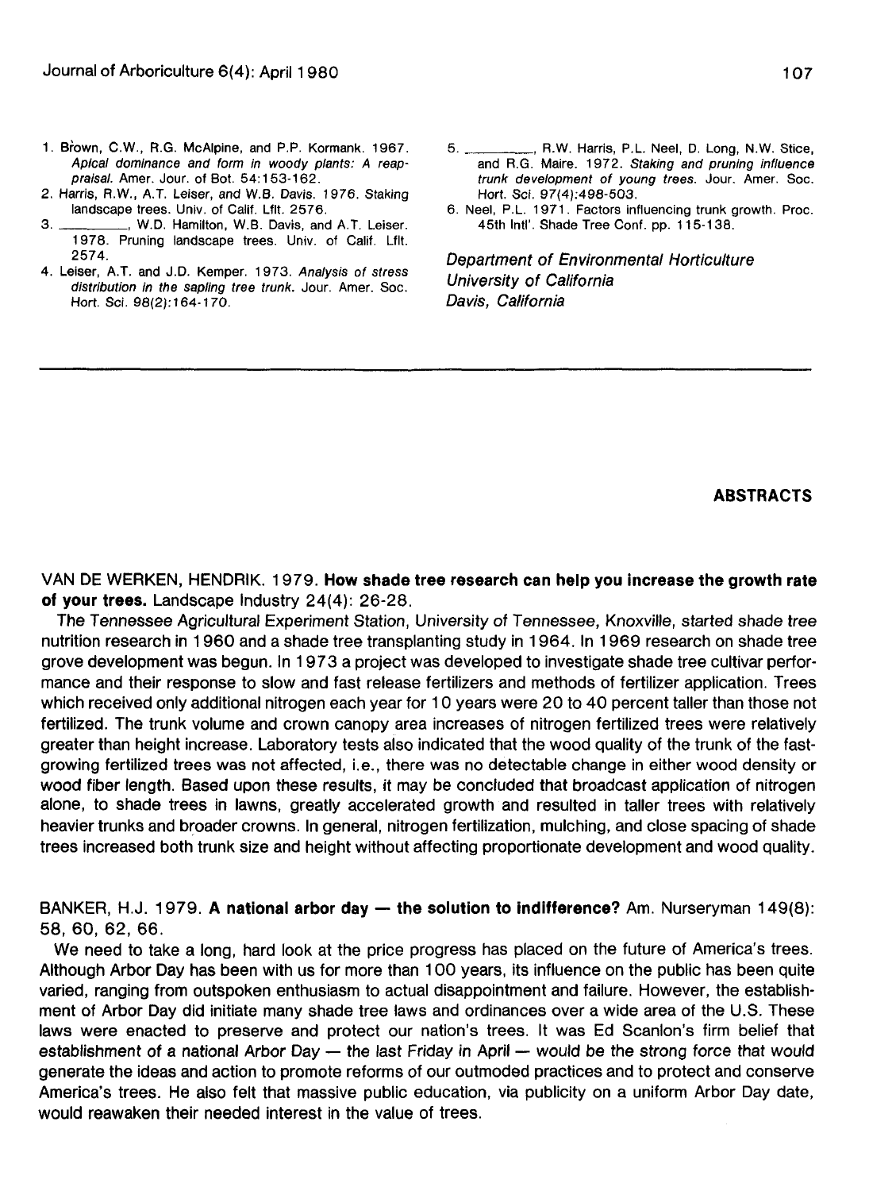1. Brown, C.W., R.G. McAlpine, and P.P. Kormank. 1967. *Apical dominance and form in woody plants: A reappraisal.* Amer. Jour. of Bot. 54:153-162.
2. Harris, R.W., A.T. Leiser, and W.B. Davis. 1976. Staking landscape trees. Univ. of Calif. Lflt. 2576.
3. ________, W.D. Hamilton, W.B. Davis, and A.T. Leiser. 1978. Pruning landscape trees. Univ. of Calif. Lflt. 2574.
4. Leiser, A.T. and J.D. Kemper. 1973. *Analysis of stress distribution in the sapling tree trunk.* Jour. Amer. Soc. Hort. Sci. 98(2):164-170.
5. ________, R.W. Harris, P.L. Neel, D. Long, N.W. Stice, and R.G. Maire. 1972. *Staking and pruning influence trunk development of young trees.* Jour. Amer. Soc. Hort. Sci. 97(4):498-503.
6. Neel, P.L. 1971. Factors influencing trunk growth. Proc. 45th Intl'. Shade Tree Conf. pp. 115-138.

*Department of Environmental Horticulture*
*University of California*
*Davis, California*

## ABSTRACTS

VAN DE WERKEN, HENDRIK. 1979. **How shade tree research can help you increase the growth rate of your trees.** Landscape Industry 24(4): 26-28.

The Tennessee Agricultural Experiment Station, University of Tennessee, Knoxville, started shade tree nutrition research in 1960 and a shade tree transplanting study in 1964. In 1969 research on shade tree grove development was begun. In 1973 a project was developed to investigate shade tree cultivar performance and their response to slow and fast release fertilizers and methods of fertilizer application. Trees which received only additional nitrogen each year for 10 years were 20 to 40 percent taller than those not fertilized. The trunk volume and crown canopy area increases of nitrogen fertilized trees were relatively greater than height increase. Laboratory tests also indicated that the wood quality of the trunk of the fast-growing fertilized trees was not affected, i.e., there was no detectable change in either wood density or wood fiber length. Based upon these results, it may be concluded that broadcast application of nitrogen alone, to shade trees in lawns, greatly accelerated growth and resulted in taller trees with relatively heavier trunks and broader crowns. In general, nitrogen fertilization, mulching, and close spacing of shade trees increased both trunk size and height without affecting proportionate development and wood quality.

BANKER, H.J. 1979. **A national arbor day — the solution to indifference?** Am. Nurseryman 149(8): 58, 60, 62, 66.

We need to take a long, hard look at the price progress has placed on the future of America's trees. Although Arbor Day has been with us for more than 100 years, its influence on the public has been quite varied, ranging from outspoken enthusiasm to actual disappointment and failure. However, the establishment of Arbor Day did initiate many shade tree laws and ordinances over a wide area of the U.S. These laws were enacted to preserve and protect our nation's trees. It was Ed Scanlon's firm belief that establishment of a national Arbor Day — the last Friday in April — would be the strong force that would generate the ideas and action to promote reforms of our outmoded practices and to protect and conserve America's trees. He also felt that massive public education, via publicity on a uniform Arbor Day date, would reawaken their needed interest in the value of trees.